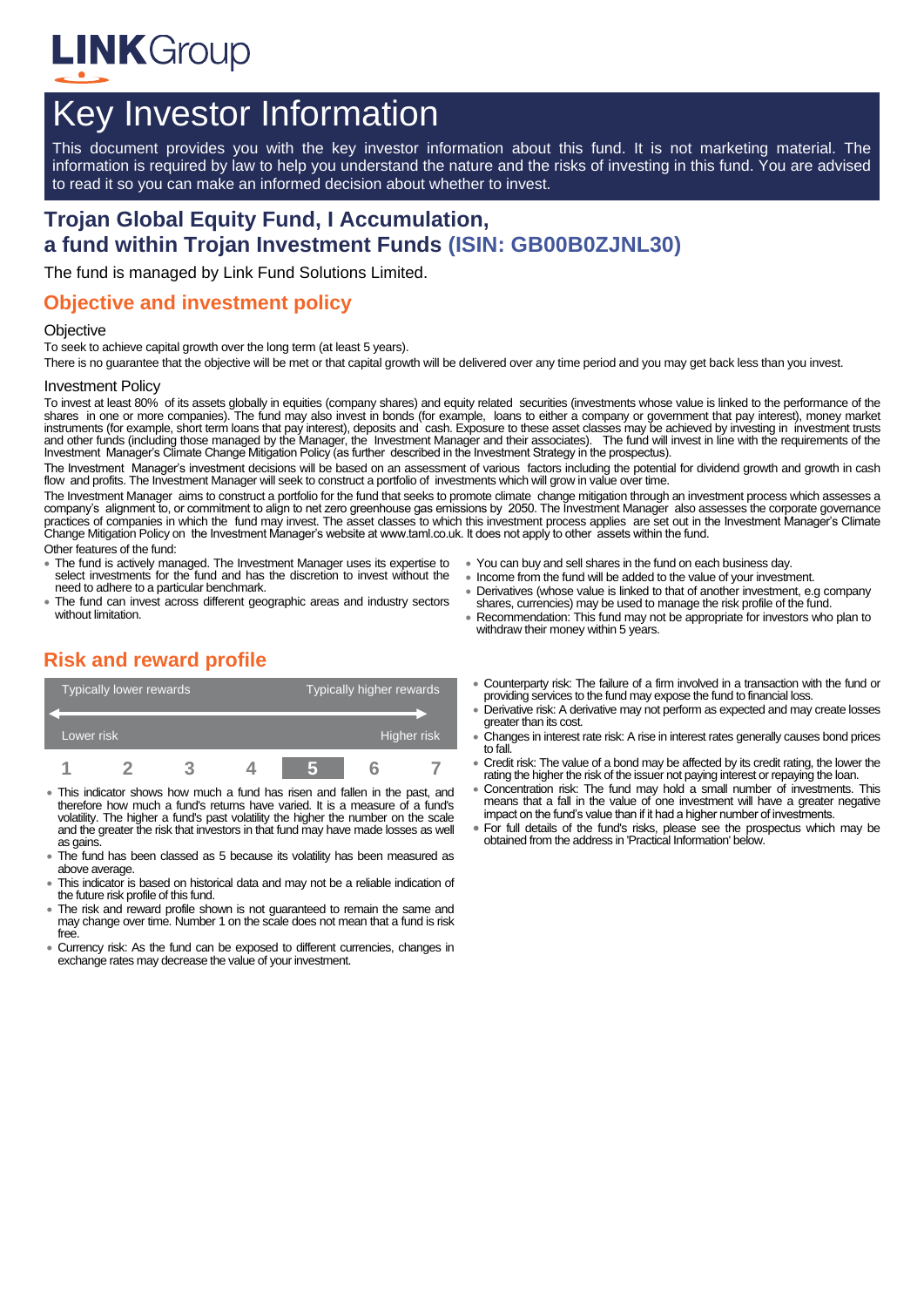LINKGroup

# Key Investor Information

This document provides you with the key investor information about this fund. It is not marketing material. The information is required by law to help you understand the nature and the risks of investing in this fund. You are advised to read it so you can make an informed decision about whether to invest.

## Trojan Global Equity Fund, I Accumulation, a fund within Trojan Investment Funds (ISIN: GB00B0ZJNL30)

The fund is managed by Link Fund Solutions Limited.

## Objective and investment policy

### Objective

To seek to achieve capital growth over the long term (at least 5 years).

There is no guarantee that the objective will be met or that capital growth will be delivered over any time period and you may get back less than you invest.

### Investment Policy

To invest at least 80% of its assets globally in equities (company shares) and equity related securities (investments whose value is linked to the performance of the shares in one or more companies). The fund may also invest in bonds (for example, loans to either a company or government that pay interest), money market instruments (for example, short term loans that pay interest), deposits and cash. Exposure to these asset classes may be achieved by investing in investment trusts and other funds (including those managed by the Manager, the Investment Manager and their associates). The fund will invest in line with the requirements of the Investment Manager's Climate Change Mitigation Policy (as further described in the Investment Strategy in the prospectus).

The Investment Manager's investment decisions will be based on an assessment of various factors including the potential for dividend growth and growth in cash flow and profits. The Investment Manager will seek to construct a portfolio of investments which will grow in value over time.

The Investment Manager aims to construct a portfolio for the fund that seeks to promote climate change mitigation through an investment process which assesses a company's alignment to, or commitment to align to net zero greenhouse gas emissions by 2050. The Investment Manager also assesses the corporate governance practices of companies in which the fund may invest. The asset classes to which this investment process applies are set out in the Investment Manager's Climate Change Mitigation Policy on the Investment Manager's website at www.taml.co.uk. It does not apply to other assets within the fund.

Other features of the fund:

- The fund is actively managed. The Investment Manager uses its expertise to select investments for the fund and has the discretion to invest without the need to adhere to a particular benchmark.
- The fund can invest across different geographic areas and industry sectors without limitation.
- You can buy and sell shares in the fund on each business day.
- Income from the fund will be added to the value of your investment.
- Derivatives (whose value is linked to that of another investment, e.g company shares, currencies) may be used to manage the risk profile of the fund.
- Recommendation: This fund may not be appropriate for investors who plan to withdraw their money within 5 years.

## Risk and reward profile

| Typically lower rewards | | | | | | Typically higher rewards |
|---|---|---|---|---|---|---|
| Lower risk | | | | | | Higher risk |
| 1 | 2 | 3 | 4 | **5** | 6 | 7 |

- This indicator shows how much a fund has risen and fallen in the past, and therefore how much a fund's returns have varied. It is a measure of a fund's volatility. The higher a fund's past volatility the higher the number on the scale and the greater the risk that investors in that fund may have made losses as well as gains.
- The fund has been classed as 5 because its volatility has been measured as above average.
- This indicator is based on historical data and may not be a reliable indication of the future risk profile of this fund.
- The risk and reward profile shown is not guaranteed to remain the same and may change over time. Number 1 on the scale does not mean that a fund is risk free.
- Currency risk: As the fund can be exposed to different currencies, changes in exchange rates may decrease the value of your investment.
- Counterparty risk: The failure of a firm involved in a transaction with the fund or providing services to the fund may expose the fund to financial loss.
- Derivative risk: A derivative may not perform as expected and may create losses greater than its cost.
- Changes in interest rate risk: A rise in interest rates generally causes bond prices to fall.
- Credit risk: The value of a bond may be affected by its credit rating, the lower the rating the higher the risk of the issuer not paying interest or repaying the loan.
- Concentration risk: The fund may hold a small number of investments. This means that a fall in the value of one investment will have a greater negative impact on the fund's value than if it had a higher number of investments.
- For full details of the fund's risks, please see the prospectus which may be obtained from the address in 'Practical Information' below.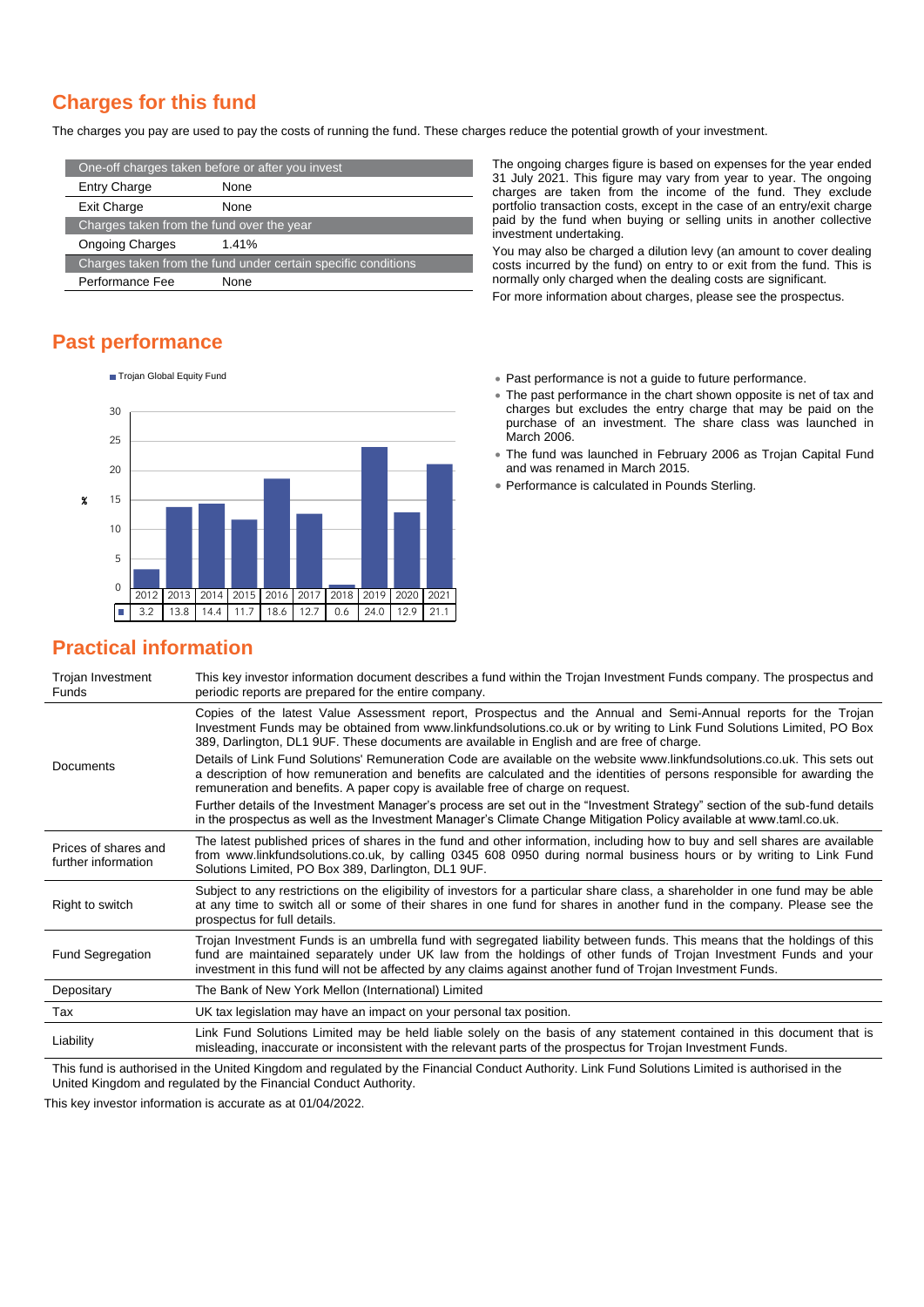## Charges for this fund

The charges you pay are used to pay the costs of running the fund. These charges reduce the potential growth of your investment.

| | |
|---|---|
| One-off charges taken before or after you invest | |
| Entry Charge | None |
| Exit Charge | None |
| Charges taken from the fund over the year | |
| Ongoing Charges | 1.41% |
| Charges taken from the fund under certain specific conditions | |
| Performance Fee | None |

The ongoing charges figure is based on expenses for the year ended 31 July 2021. This figure may vary from year to year. The ongoing charges are taken from the income of the fund. They exclude portfolio transaction costs, except in the case of an entry/exit charge paid by the fund when buying or selling units in another collective investment undertaking.

You may also be charged a dilution levy (an amount to cover dealing costs incurred by the fund) on entry to or exit from the fund. This is normally only charged when the dealing costs are significant.

For more information about charges, please see the prospectus.

## Past performance

Trojan Global Equity Fund

%

30
25
20
15
10
5
0

2012 2013 2014 2015 2016 2017 2018 2019 2020 2021

3.2 13.8 14.4 11.7 18.6 12.7 0.6 24.0 12.9 21.1

- Past performance is not a guide to future performance.
- The past performance in the chart shown opposite is net of tax and charges but excludes the entry charge that may be paid on the purchase of an investment. The share class was launched in March 2006.
- The fund was launched in February 2006 as Trojan Capital Fund and was renamed in March 2015.
- Performance is calculated in Pounds Sterling.

## Practical information

| | |
|---|---|
| Trojan Investment Funds | This key investor information document describes a fund within the Trojan Investment Funds company. The prospectus and periodic reports are prepared for the entire company. |
| Documents | Copies of the latest Value Assessment report, Prospectus and the Annual and Semi-Annual reports for the Trojan Investment Funds may be obtained from www.linkfundsolutions.co.uk or by writing to Link Fund Solutions Limited, PO Box 389, Darlington, DL1 9UF. These documents are available in English and are free of charge. Details of Link Fund Solutions' Remuneration Code are available on the website www.linkfundsolutions.co.uk. This sets out a description of how remuneration and benefits are calculated and the identities of persons responsible for awarding the remuneration and benefits. A paper copy is available free of charge on request. Further details of the Investment Manager's process are set out in the "Investment Strategy" section of the sub-fund details in the prospectus as well as the Investment Manager's Climate Change Mitigation Policy available at www.taml.co.uk. |
| Prices of shares and further information | The latest published prices of shares in the fund and other information, including how to buy and sell shares are available from www.linkfundsolutions.co.uk, by calling 0345 608 0950 during normal business hours or by writing to Link Fund Solutions Limited, PO Box 389, Darlington, DL1 9UF. |
| Right to switch | Subject to any restrictions on the eligibility of investors for a particular share class, a shareholder in one fund may be able at any time to switch all or some of their shares in one fund for shares in another fund in the company. Please see the prospectus for full details. |
| Fund Segregation | Trojan Investment Funds is an umbrella fund with segregated liability between funds. This means that the holdings of this fund are maintained separately under UK law from the holdings of other funds of Trojan Investment Funds and your investment in this fund will not be affected by any claims against another fund of Trojan Investment Funds. |
| Depositary | The Bank of New York Mellon (International) Limited |
| Tax | UK tax legislation may have an impact on your personal tax position. |
| Liability | Link Fund Solutions Limited may be held liable solely on the basis of any statement contained in this document that is misleading, inaccurate or inconsistent with the relevant parts of the prospectus for Trojan Investment Funds. |

This fund is authorised in the United Kingdom and regulated by the Financial Conduct Authority. Link Fund Solutions Limited is authorised in the United Kingdom and regulated by the Financial Conduct Authority.

This key investor information is accurate as at 01/04/2022.